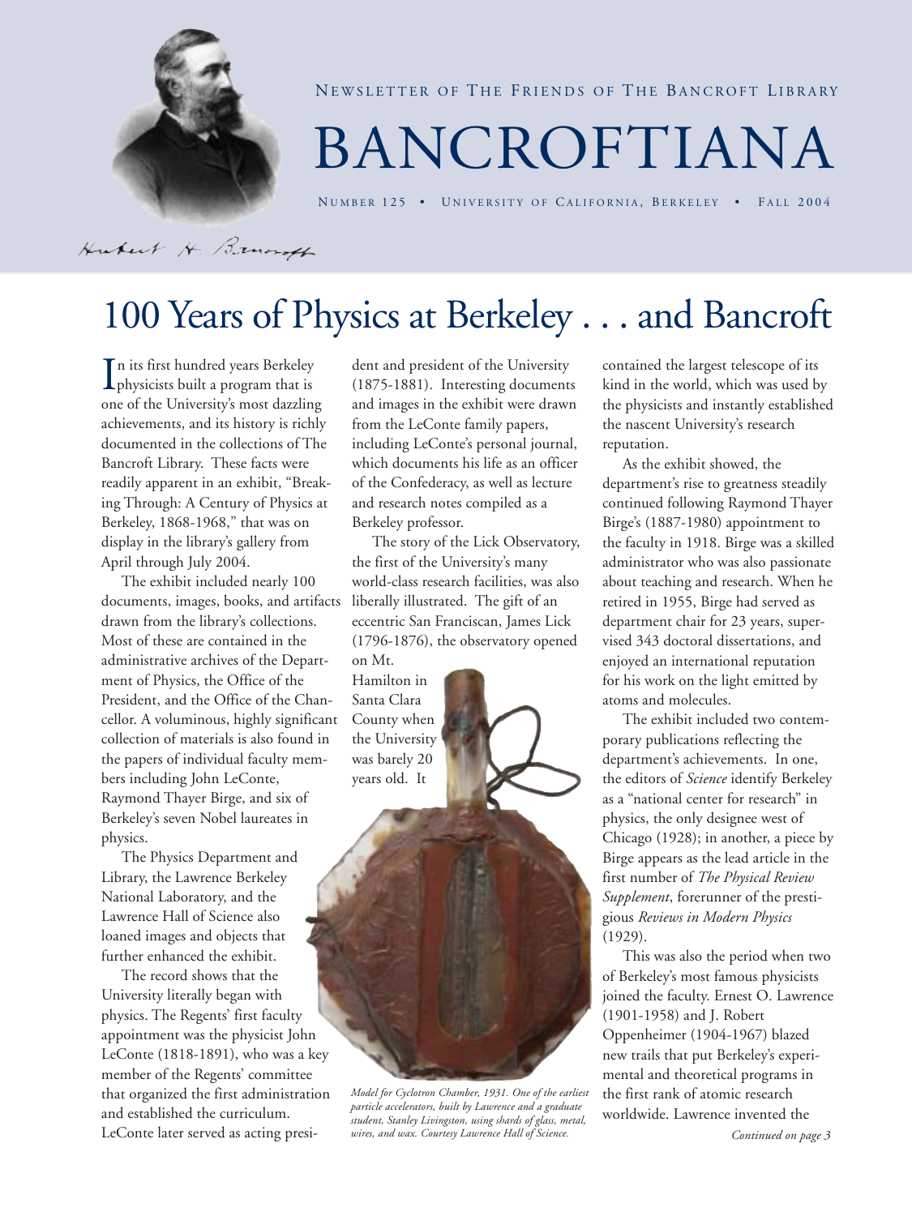NEWSLETTER OF THE FRIENDS OF THE BANCROFT LIBRARY

# BANCROFTIANA

NUMBER 125 • UNIVERSITY OF CALIFORNIA, BERKELEY • FALL 2004

# 100 Years of Physics at Berkeley . . . and Bancroft

In its first hundred years Berkeley physicists built a program that is one of the University's most dazzling achievements, and its history is richly documented in the collections of The Bancroft Library. These facts were readily apparent in an exhibit, "Breaking Through: A Century of Physics at Berkeley, 1868-1968," that was on display in the library's gallery from April through July 2004.

The exhibit included nearly 100 documents, images, books, and artifacts drawn from the library's collections. Most of these are contained in the administrative archives of the Department of Physics, the Office of the President, and the Office of the Chancellor. A voluminous, highly significant collection of materials is also found in the papers of individual faculty members including John LeConte, Raymond Thayer Birge, and six of Berkeley's seven Nobel laureates in physics.

The Physics Department and Library, the Lawrence Berkeley National Laboratory, and the Lawrence Hall of Science also loaned images and objects that further enhanced the exhibit.

The record shows that the University literally began with physics. The Regents' first faculty appointment was the physicist John LeConte (1818-1891), who was a key member of the Regents' committee that organized the first administration and established the curriculum. LeConte later served as acting president and president of the University (1875-1881). Interesting documents and images in the exhibit were drawn from the LeConte family papers, including LeConte's personal journal, which documents his life as an officer of the Confederacy, as well as lecture and research notes compiled as a Berkeley professor.

The story of the Lick Observatory, the first of the University's many world-class research facilities, was also liberally illustrated. The gift of an eccentric San Franciscan, James Lick (1796-1876), the observatory opened on Mt. Hamilton in Santa Clara County when the University was barely 20 years old. It contained the largest telescope of its kind in the world, which was used by the physicists and instantly established the nascent University's research reputation.

*Model for Cyclotron Chamber, 1931. One of the earliest particle accelerators, built by Lawrence and a graduate student, Stanley Livingston, using shards of glass, metal, wires, and wax. Courtesy Lawrence Hall of Science.*

As the exhibit showed, the department's rise to greatness steadily continued following Raymond Thayer Birge's (1887-1980) appointment to the faculty in 1918. Birge was a skilled administrator who was also passionate about teaching and research. When he retired in 1955, Birge had served as department chair for 23 years, supervised 343 doctoral dissertations, and enjoyed an international reputation for his work on the light emitted by atoms and molecules.

The exhibit included two contemporary publications reflecting the department's achievements. In one, the editors of *Science* identify Berkeley as a "national center for research" in physics, the only designee west of Chicago (1928); in another, a piece by Birge appears as the lead article in the first number of *The Physical Review Supplement*, forerunner of the prestigious *Reviews in Modern Physics* (1929).

This was also the period when two of Berkeley's most famous physicists joined the faculty. Ernest O. Lawrence (1901-1958) and J. Robert Oppenheimer (1904-1967) blazed new trails that put Berkeley's experimental and theoretical programs in the first rank of atomic research worldwide. Lawrence invented the

*Continued on page 3*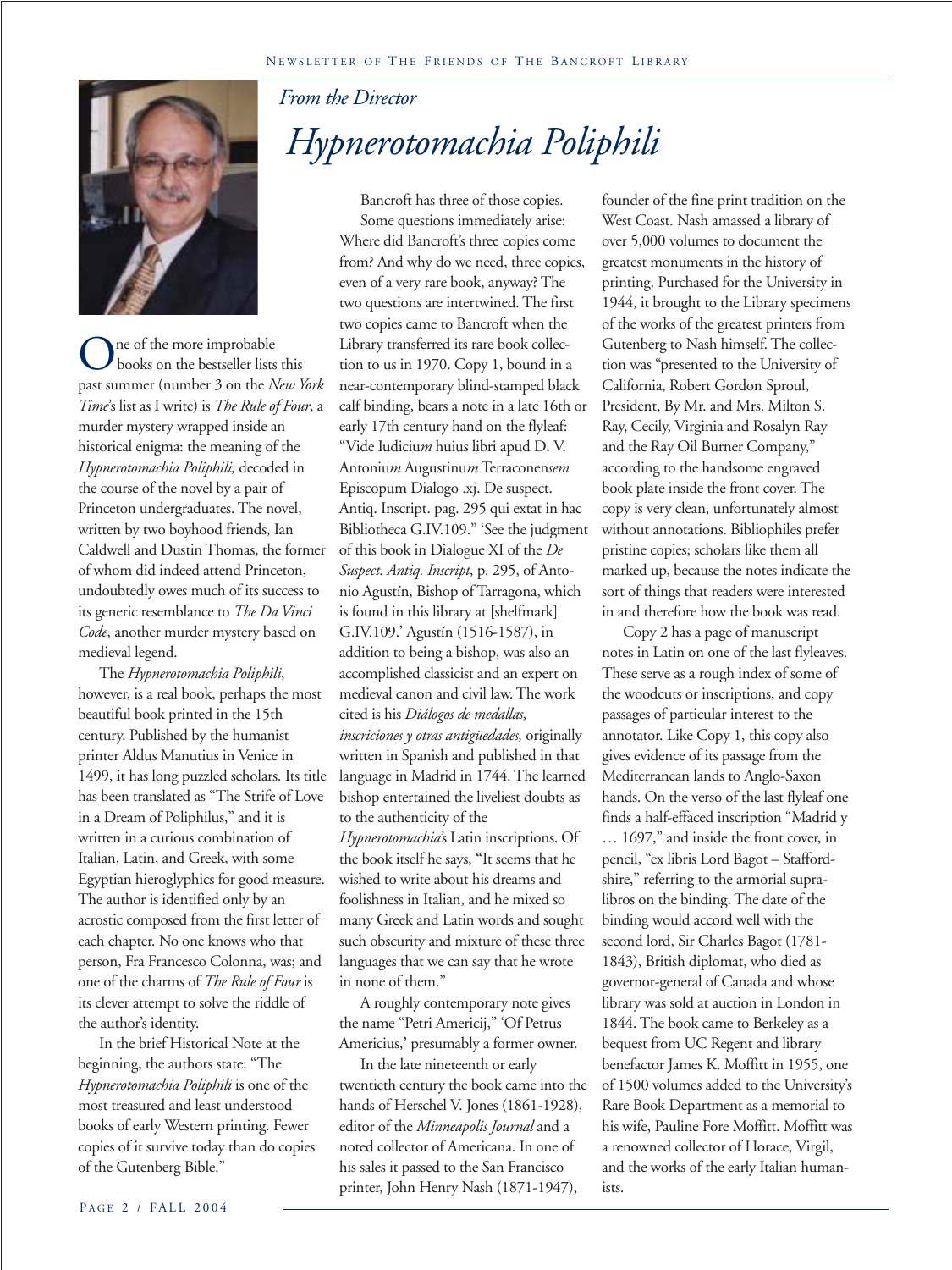*From the Director*

# *Hypnerotomachia Poliphili*

One of the more improbable books on the bestseller lists this past summer (number 3 on the *New York Time*'s list as I write) is *The Rule of Four*, a murder mystery wrapped inside an historical enigma: the meaning of the *Hypnerotomachia Poliphili,* decoded in the course of the novel by a pair of Princeton undergraduates. The novel, written by two boyhood friends, Ian Caldwell and Dustin Thomas, the former of whom did indeed attend Princeton, undoubtedly owes much of its success to its generic resemblance to *The Da Vinci Code*, another murder mystery based on medieval legend.

The *Hypnerotomachia Poliphili*, however, is a real book, perhaps the most beautiful book printed in the 15th century. Published by the humanist printer Aldus Manutius in Venice in 1499, it has long puzzled scholars. Its title has been translated as "The Strife of Love in a Dream of Poliphilus," and it is written in a curious combination of Italian, Latin, and Greek, with some Egyptian hieroglyphics for good measure. The author is identified only by an acrostic composed from the first letter of each chapter. No one knows who that person, Fra Francesco Colonna, was; and one of the charms of *The Rule of Four* is its clever attempt to solve the riddle of the author's identity.

In the brief Historical Note at the beginning, the authors state: "The *Hypnerotomachia Poliphili* is one of the most treasured and least understood books of early Western printing. Fewer copies of it survive today than do copies of the Gutenberg Bible."

Bancroft has three of those copies.

Some questions immediately arise: Where did Bancroft's three copies come from? And why do we need, three copies, even of a very rare book, anyway? The two questions are intertwined. The first two copies came to Bancroft when the Library transferred its rare book collection to us in 1970. Copy 1, bound in a near-contemporary blind-stamped black calf binding, bears a note in a late 16th or early 17th century hand on the flyleaf: "Vide Iudiciu*m* huius libri apud D. V. Antoniu*m* Augustinu*m* Terraconen*sem* Episcopum Dialogo .xj. De suspect. Antiq. Inscript. pag. 295 qui extat in hac Bibliotheca G.IV.109." 'See the judgment of this book in Dialogue XI of the *De Suspect. Antiq. Inscript*, p. 295, of Antonio Agustín, Bishop of Tarragona, which is found in this library at [shelfmark] G.IV.109.' Agustín (1516-1587), in addition to being a bishop, was also an accomplished classicist and an expert on medieval canon and civil law. The work cited is his *Diálogos de medallas, inscriciones y otras antigüedades,* originally written in Spanish and published in that language in Madrid in 1744. The learned bishop entertained the liveliest doubts as to the authenticity of the *Hypnerotomachia*'s Latin inscriptions. Of the book itself he says, "It seems that he wished to write about his dreams and foolishness in Italian, and he mixed so many Greek and Latin words and sought such obscurity and mixture of these three languages that we can say that he wrote in none of them."

A roughly contemporary note gives the name "Petri Americij," 'Of Petrus Americius,' presumably a former owner.

In the late nineteenth or early twentieth century the book came into the hands of Herschel V. Jones (1861-1928), editor of the *Minneapolis Journal* and a noted collector of Americana. In one of his sales it passed to the San Francisco printer, John Henry Nash (1871-1947), founder of the fine print tradition on the West Coast. Nash amassed a library of over 5,000 volumes to document the greatest monuments in the history of printing. Purchased for the University in 1944, it brought to the Library specimens of the works of the greatest printers from Gutenberg to Nash himself. The collection was "presented to the University of California, Robert Gordon Sproul, President, By Mr. and Mrs. Milton S. Ray, Cecily, Virginia and Rosalyn Ray and the Ray Oil Burner Company," according to the handsome engraved book plate inside the front cover. The copy is very clean, unfortunately almost without annotations. Bibliophiles prefer pristine copies; scholars like them all marked up, because the notes indicate the sort of things that readers were interested in and therefore how the book was read.

Copy 2 has a page of manuscript notes in Latin on one of the last flyleaves. These serve as a rough index of some of the woodcuts or inscriptions, and copy passages of particular interest to the annotator. Like Copy 1, this copy also gives evidence of its passage from the Mediterranean lands to Anglo-Saxon hands. On the verso of the last flyleaf one finds a half-effaced inscription "Madrid y … 1697," and inside the front cover, in pencil, "ex libris Lord Bagot – Staffordshire," referring to the armorial supralibros on the binding. The date of the binding would accord well with the second lord, Sir Charles Bagot (1781-1843), British diplomat, who died as governor-general of Canada and whose library was sold at auction in London in 1844. The book came to Berkeley as a bequest from UC Regent and library benefactor James K. Moffitt in 1955, one of 1500 volumes added to the University's Rare Book Department as a memorial to his wife, Pauline Fore Moffitt. Moffitt was a renowned collector of Horace, Virgil, and the works of the early Italian humanists.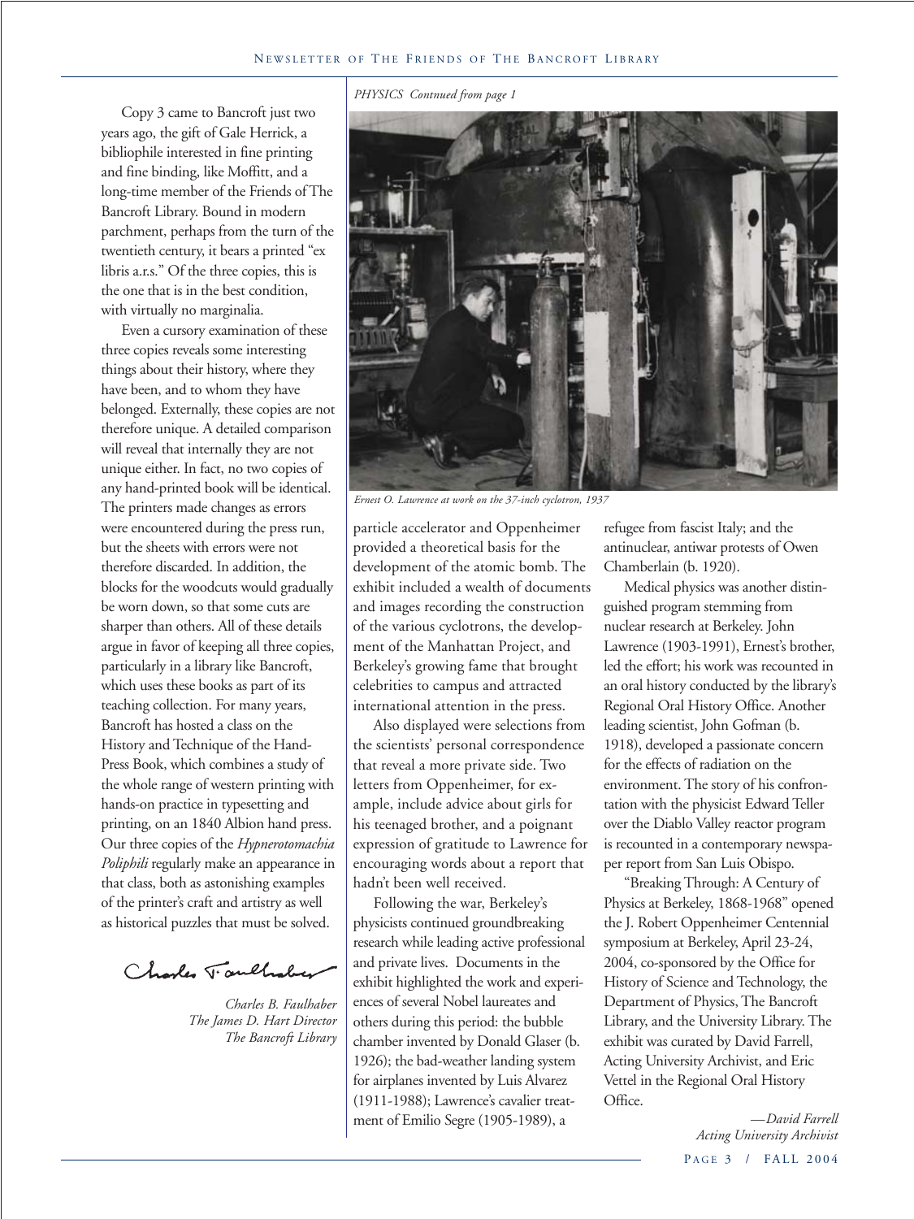Copy 3 came to Bancroft just two years ago, the gift of Gale Herrick, a bibliophile interested in fine printing and fine binding, like Moffitt, and a long-time member of the Friends of The Bancroft Library. Bound in modern parchment, perhaps from the turn of the twentieth century, it bears a printed "ex libris a.r.s." Of the three copies, this is the one that is in the best condition, with virtually no marginalia.

Even a cursory examination of these three copies reveals some interesting things about their history, where they have been, and to whom they have belonged. Externally, these copies are not therefore unique. A detailed comparison will reveal that internally they are not unique either. In fact, no two copies of any hand-printed book will be identical. The printers made changes as errors were encountered during the press run, but the sheets with errors were not therefore discarded. In addition, the blocks for the woodcuts would gradually be worn down, so that some cuts are sharper than others. All of these details argue in favor of keeping all three copies, particularly in a library like Bancroft, which uses these books as part of its teaching collection. For many years, Bancroft has hosted a class on the History and Technique of the Hand-Press Book, which combines a study of the whole range of western printing with hands-on practice in typesetting and printing, on an 1840 Albion hand press. Our three copies of the *Hypnerotomachia Poliphili* regularly make an appearance in that class, both as astonishing examples of the printer's craft and artistry as well as historical puzzles that must be solved.

*Charles B. Faulhaber*
*The James D. Hart Director*
*The Bancroft Library*

*PHYSICS Contnued from page 1*

*Ernest O. Lawrence at work on the 37-inch cyclotron, 1937*

particle accelerator and Oppenheimer provided a theoretical basis for the development of the atomic bomb. The exhibit included a wealth of documents and images recording the construction of the various cyclotrons, the development of the Manhattan Project, and Berkeley's growing fame that brought celebrities to campus and attracted international attention in the press.

Also displayed were selections from the scientists' personal correspondence that reveal a more private side. Two letters from Oppenheimer, for example, include advice about girls for his teenaged brother, and a poignant expression of gratitude to Lawrence for encouraging words about a report that hadn't been well received.

Following the war, Berkeley's physicists continued groundbreaking research while leading active professional and private lives. Documents in the exhibit highlighted the work and experiences of several Nobel laureates and others during this period: the bubble chamber invented by Donald Glaser (b. 1926); the bad-weather landing system for airplanes invented by Luis Alvarez (1911-1988); Lawrence's cavalier treatment of Emilio Segre (1905-1989), a refugee from fascist Italy; and the antinuclear, antiwar protests of Owen Chamberlain (b. 1920).

Medical physics was another distinguished program stemming from nuclear research at Berkeley. John Lawrence (1903-1991), Ernest's brother, led the effort; his work was recounted in an oral history conducted by the library's Regional Oral History Office. Another leading scientist, John Gofman (b. 1918), developed a passionate concern for the effects of radiation on the environment. The story of his confrontation with the physicist Edward Teller over the Diablo Valley reactor program is recounted in a contemporary newspaper report from San Luis Obispo.

"Breaking Through: A Century of Physics at Berkeley, 1868-1968" opened the J. Robert Oppenheimer Centennial symposium at Berkeley, April 23-24, 2004, co-sponsored by the Office for History of Science and Technology, the Department of Physics, The Bancroft Library, and the University Library. The exhibit was curated by David Farrell, Acting University Archivist, and Eric Vettel in the Regional Oral History Office.

*—David Farrell*
*Acting University Archivist*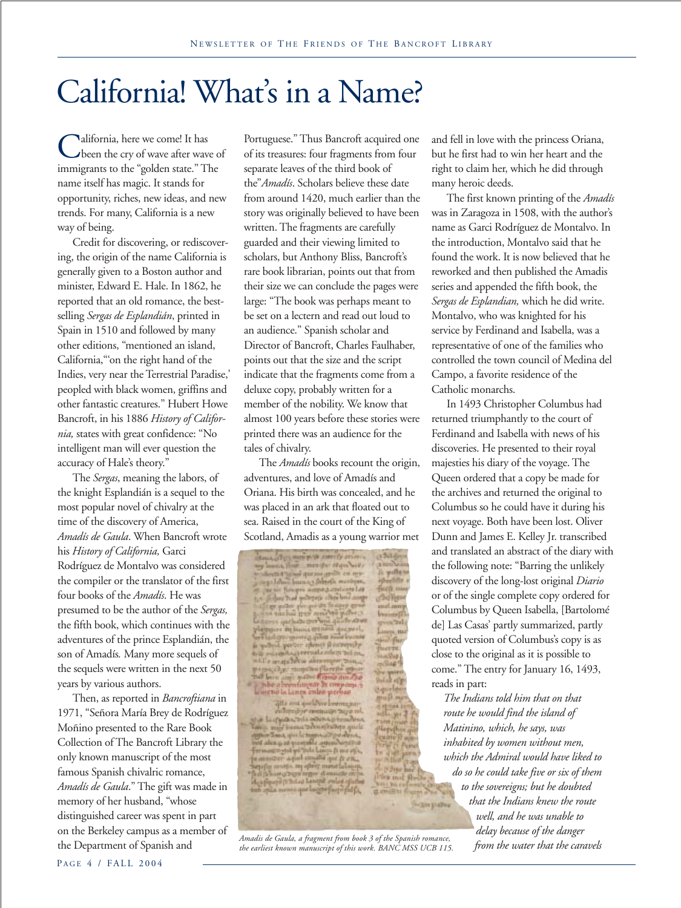# California! What's in a Name?

California, here we come! It has been the cry of wave after wave of immigrants to the "golden state." The name itself has magic. It stands for opportunity, riches, new ideas, and new trends. For many, California is a new way of being.

Credit for discovering, or rediscovering, the origin of the name California is generally given to a Boston author and minister, Edward E. Hale. In 1862, he reported that an old romance, the best-selling *Sergas de Esplandián*, printed in Spain in 1510 and followed by many other editions, "mentioned an island, California,"'on the right hand of the Indies, very near the Terrestrial Paradise,' peopled with black women, griffins and other fantastic creatures." Hubert Howe Bancroft, in his 1886 *History of California,* states with great confidence: "No intelligent man will ever question the accuracy of Hale's theory."

The *Sergas*, meaning the labors, of the knight Esplandián is a sequel to the most popular novel of chivalry at the time of the discovery of America, *Amadís de Gaula*. When Bancroft wrote his *History of California,* Garci Rodríguez de Montalvo was considered the compiler or the translator of the first four books of the *Amadís*. He was presumed to be the author of the *Sergas,* the fifth book, which continues with the adventures of the prince Esplandián, the son of Amadís. Many more sequels of the sequels were written in the next 50 years by various authors.

Then, as reported in *Bancroftiana* in 1971, "Señora María Brey de Rodríguez Moñino presented to the Rare Book Collection of The Bancroft Library the only known manuscript of the most famous Spanish chivalric romance, *Amadís de Gaula*." The gift was made in memory of her husband, "whose distinguished career was spent in part on the Berkeley campus as a member of the Department of Spanish and Portuguese." Thus Bancroft acquired one of its treasures: four fragments from four separate leaves of the third book of the"*Amadís*. Scholars believe these date from around 1420, much earlier than the story was originally believed to have been written. The fragments are carefully guarded and their viewing limited to scholars, but Anthony Bliss, Bancroft's rare book librarian, points out that from their size we can conclude the pages were large: "The book was perhaps meant to be set on a lectern and read out loud to an audience." Spanish scholar and Director of Bancroft, Charles Faulhaber, points out that the size and the script indicate that the fragments come from a deluxe copy, probably written for a member of the nobility. We know that almost 100 years before these stories were printed there was an audience for the tales of chivalry.

The *Amadís* books recount the origin, adventures, and love of Amadís and Oriana. His birth was concealed, and he was placed in an ark that floated out to sea. Raised in the court of the King of Scotland, Amadis as a young warrior met and fell in love with the princess Oriana, but he first had to win her heart and the right to claim her, which he did through many heroic deeds.

*Amadis de Gaula, a fragment from book 3 of the Spanish romance, the earliest known manuscript of this work. BANC MSS UCB 115.*

The first known printing of the *Amadís* was in Zaragoza in 1508, with the author's name as Garci Rodríguez de Montalvo. In the introduction, Montalvo said that he found the work. It is now believed that he reworked and then published the Amadis series and appended the fifth book, the *Sergas de Esplandian,* which he did write. Montalvo, who was knighted for his service by Ferdinand and Isabella, was a representative of one of the families who controlled the town council of Medina del Campo, a favorite residence of the Catholic monarchs.

In 1493 Christopher Columbus had returned triumphantly to the court of Ferdinand and Isabella with news of his discoveries. He presented to their royal majesties his diary of the voyage. The Queen ordered that a copy be made for the archives and returned the original to Columbus so he could have it during his next voyage. Both have been lost. Oliver Dunn and James E. Kelley Jr. transcribed and translated an abstract of the diary with the following note: "Barring the unlikely discovery of the long-lost original *Diario* or of the single complete copy ordered for Columbus by Queen Isabella, [Bartolomé de] Las Casas' partly summarized, partly quoted version of Columbus's copy is as close to the original as it is possible to come." The entry for January 16, 1493, reads in part:

> *The Indians told him that on that route he would find the island of Matinino, which, he says, was inhabited by women without men, which the Admiral would have liked to do so he could take five or six of them to the sovereigns; but he doubted that the Indians knew the route well, and he was unable to delay because of the danger from the water that the caravels*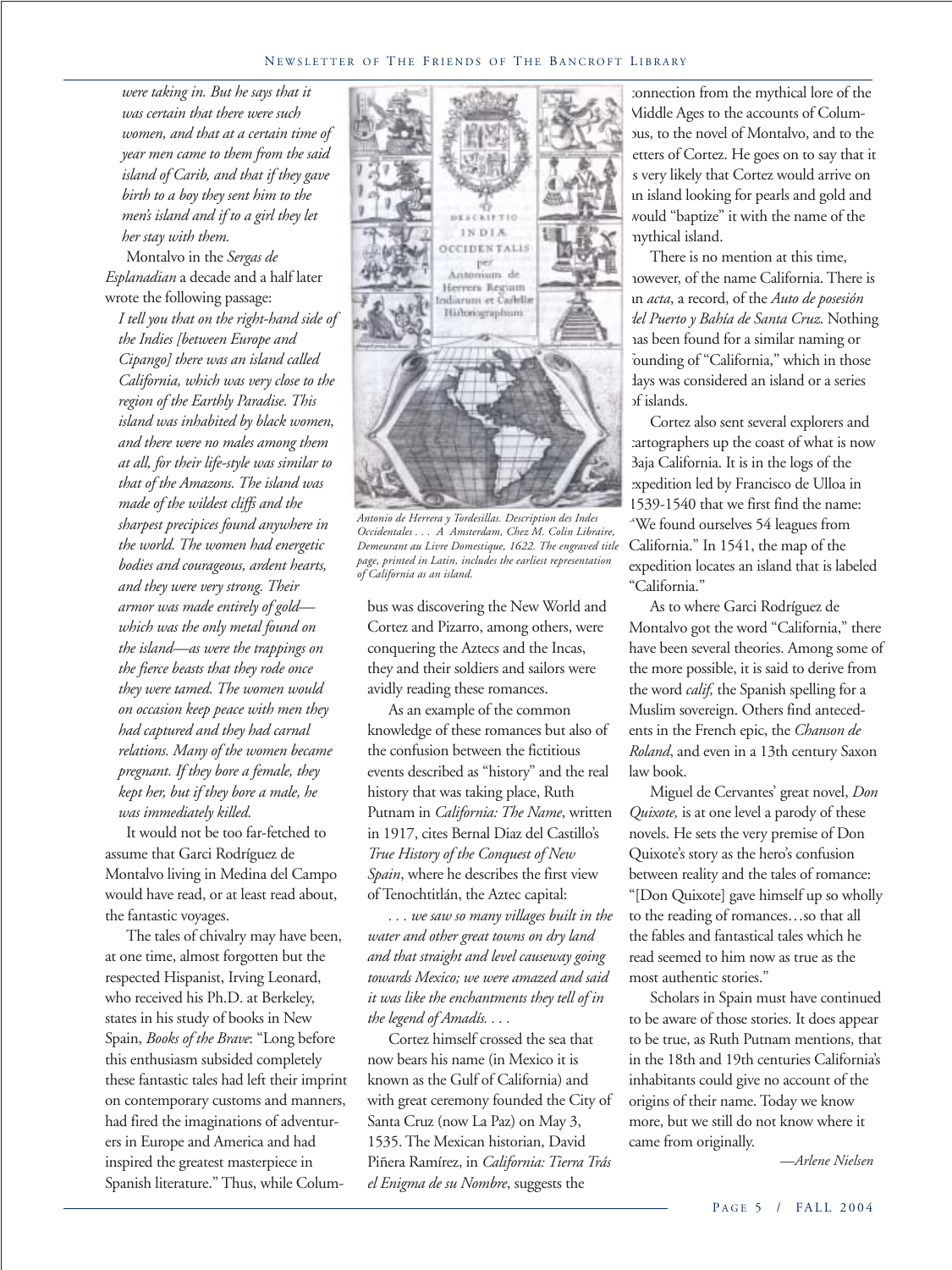*were taking in. But he says that it was certain that there were such women, and that at a certain time of year men came to them from the said island of Carib, and that if they gave birth to a boy they sent him to the men's island and if to a girl they let her stay with them.*

Montalvo in the *Sergas de Esplanadian* a decade and a half later wrote the following passage:

*I tell you that on the right-hand side of the Indies [between Europe and Cipango] there was an island called California, which was very close to the region of the Earthly Paradise. This island was inhabited by black women, and there were no males among them at all, for their life-style was similar to that of the Amazons. The island was made of the wildest cliffs and the sharpest precipices found anywhere in the world. The women had energetic bodies and courageous, ardent hearts, and they were very strong. Their armor was made entirely of gold—which was the only metal found on the island—as were the trappings on the fierce beasts that they rode once they were tamed. The women would on occasion keep peace with men they had captured and they had carnal relations. Many of the women became pregnant. If they bore a female, they kept her, but if they bore a male, he was immediately killed.*

It would not be too far-fetched to assume that Garci Rodríguez de Montalvo living in Medina del Campo would have read, or at least read about, the fantastic voyages.

The tales of chivalry may have been, at one time, almost forgotten but the respected Hispanist, Irving Leonard, who received his Ph.D. at Berkeley, states in his study of books in New Spain, *Books of the Brave*: "Long before this enthusiasm subsided completely these fantastic tales had left their imprint on contemporary customs and manners, had fired the imaginations of adventurers in Europe and America and had inspired the greatest masterpiece in Spanish literature." Thus, while Columbus was discovering the New World and Cortez and Pizarro, among others, were conquering the Aztecs and the Incas, they and their soldiers and sailors were avidly reading these romances.

*Antonio de Herrera y Tordesillas. Description des Indes Occidentales . . . A Amsterdam, Chez M. Colin Libraire, Demeurant au Livre Domestique, 1622. The engraved title page, printed in Latin, includes the earliest representation of California as an island.*

As an example of the common knowledge of these romances but also of the confusion between the fictitious events described as "history" and the real history that was taking place, Ruth Putnam in *California: The Name*, written in 1917, cites Bernal Díaz del Castillo's *True History of the Conquest of New Spain*, where he describes the first view of Tenochtitlán, the Aztec capital:

*. . . we saw so many villages built in the water and other great towns on dry land and that straight and level causeway going towards Mexico; we were amazed and said it was like the enchantments they tell of in the legend of Amadís. . . .*

Cortez himself crossed the sea that now bears his name (in Mexico it is known as the Gulf of California) and with great ceremony founded the City of Santa Cruz (now La Paz) on May 3, 1535. The Mexican historian, David Piñera Ramírez, in *California: Tierra Trás el Enigma de su Nombre*, suggests the connection from the mythical lore of the Middle Ages to the accounts of Columbus, to the novel of Montalvo, and to the letters of Cortez. He goes on to say that it is very likely that Cortez would arrive on an island looking for pearls and gold and would "baptize" it with the name of the mythical island.

There is no mention at this time, however, of the name California. There is an *acta*, a record, of the *Auto de posesión del Puerto y Bahía de Santa Cruz*. Nothing has been found for a similar naming or founding of "California," which in those days was considered an island or a series of islands.

Cortez also sent several explorers and cartographers up the coast of what is now Baja California. It is in the logs of the expedition led by Francisco de Ulloa in 1539-1540 that we first find the name: "We found ourselves 54 leagues from California." In 1541, the map of the expedition locates an island that is labeled "California."

As to where Garci Rodríguez de Montalvo got the word "California," there have been several theories. Among some of the more possible, it is said to derive from the word *calif,* the Spanish spelling for a Muslim sovereign. Others find antecedents in the French epic, the *Chanson de Roland*, and even in a 13th century Saxon law book.

Miguel de Cervantes' great novel, *Don Quixote,* is at one level a parody of these novels. He sets the very premise of Don Quixote's story as the hero's confusion between reality and the tales of romance: "[Don Quixote] gave himself up so wholly to the reading of romances…so that all the fables and fantastical tales which he read seemed to him now as true as the most authentic stories."

Scholars in Spain must have continued to be aware of those stories. It does appear to be true, as Ruth Putnam mentions, that in the 18th and 19th centuries California's inhabitants could give no account of the origins of their name. Today we know more, but we still do not know where it came from originally.

*—Arlene Nielsen*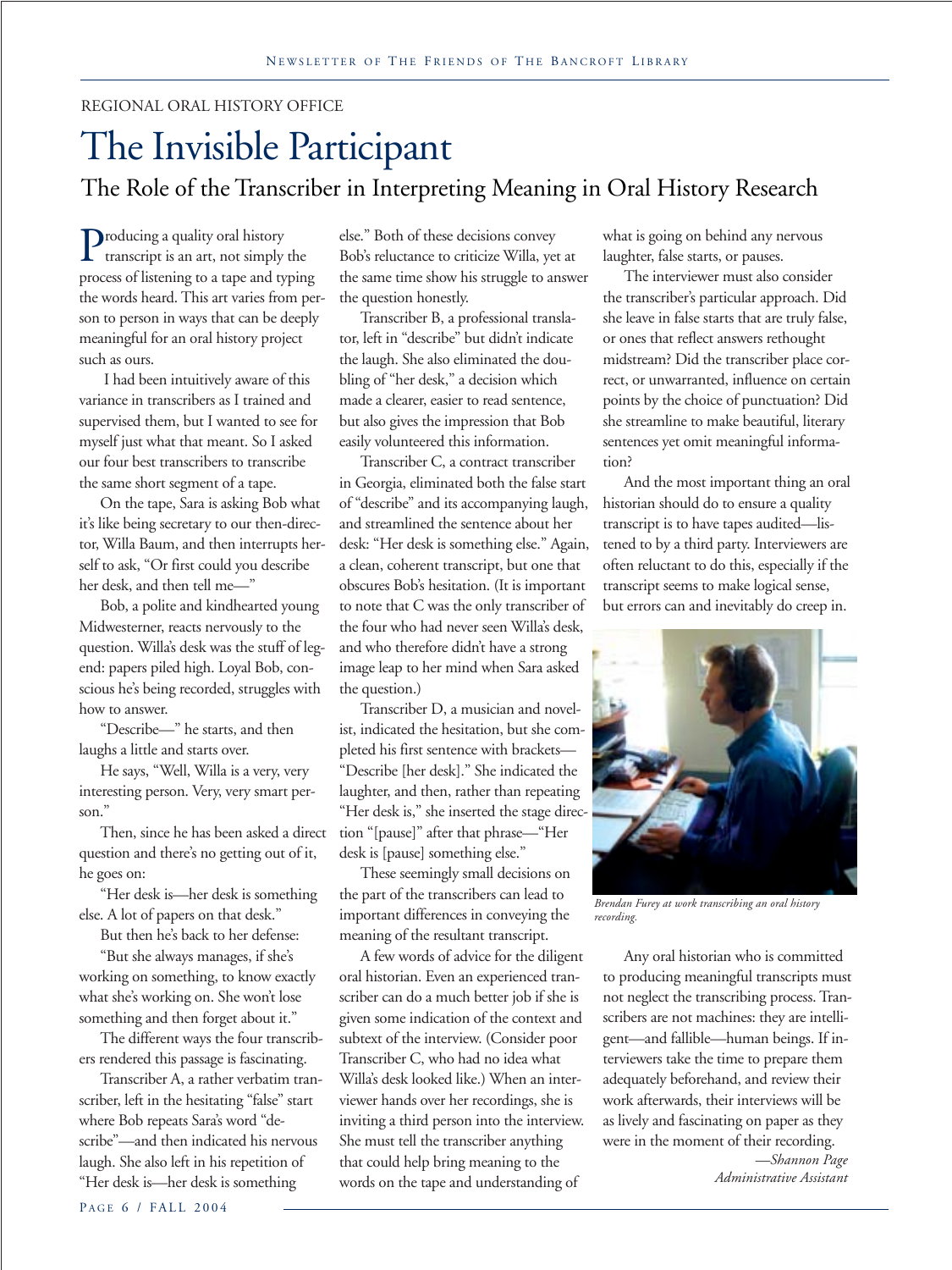REGIONAL ORAL HISTORY OFFICE

# The Invisible Participant

## The Role of the Transcriber in Interpreting Meaning in Oral History Research

Producing a quality oral history transcript is an art, not simply the process of listening to a tape and typing the words heard. This art varies from person to person in ways that can be deeply meaningful for an oral history project such as ours.

I had been intuitively aware of this variance in transcribers as I trained and supervised them, but I wanted to see for myself just what that meant. So I asked our four best transcribers to transcribe the same short segment of a tape.

On the tape, Sara is asking Bob what it's like being secretary to our then-director, Willa Baum, and then interrupts herself to ask, "Or first could you describe her desk, and then tell me—"

Bob, a polite and kindhearted young Midwesterner, reacts nervously to the question. Willa's desk was the stuff of legend: papers piled high. Loyal Bob, conscious he's being recorded, struggles with how to answer.

"Describe—" he starts, and then laughs a little and starts over.

He says, "Well, Willa is a very, very interesting person. Very, very smart person."

Then, since he has been asked a direct question and there's no getting out of it, he goes on:

"Her desk is—her desk is something else. A lot of papers on that desk."

But then he's back to her defense:

"But she always manages, if she's working on something, to know exactly what she's working on. She won't lose something and then forget about it."

The different ways the four transcribers rendered this passage is fascinating.

Transcriber A, a rather verbatim transcriber, left in the hesitating "false" start where Bob repeats Sara's word "describe"—and then indicated his nervous laugh. She also left in his repetition of "Her desk is—her desk is something else." Both of these decisions convey Bob's reluctance to criticize Willa, yet at the same time show his struggle to answer the question honestly.

Transcriber B, a professional translator, left in "describe" but didn't indicate the laugh. She also eliminated the doubling of "her desk," a decision which made a clearer, easier to read sentence, but also gives the impression that Bob easily volunteered this information.

Transcriber C, a contract transcriber in Georgia, eliminated both the false start of "describe" and its accompanying laugh, and streamlined the sentence about her desk: "Her desk is something else." Again, a clean, coherent transcript, but one that obscures Bob's hesitation. (It is important to note that C was the only transcriber of the four who had never seen Willa's desk, and who therefore didn't have a strong image leap to her mind when Sara asked the question.)

Transcriber D, a musician and novelist, indicated the hesitation, but she completed his first sentence with brackets—"Describe [her desk]." She indicated the laughter, and then, rather than repeating "Her desk is," she inserted the stage direction "[pause]" after that phrase—"Her desk is [pause] something else."

These seemingly small decisions on the part of the transcribers can lead to important differences in conveying the meaning of the resultant transcript.

A few words of advice for the diligent oral historian. Even an experienced transcriber can do a much better job if she is given some indication of the context and subtext of the interview. (Consider poor Transcriber C, who had no idea what Willa's desk looked like.) When an interviewer hands over her recordings, she is inviting a third person into the interview. She must tell the transcriber anything that could help bring meaning to the words on the tape and understanding of what is going on behind any nervous laughter, false starts, or pauses.

The interviewer must also consider the transcriber's particular approach. Did she leave in false starts that are truly false, or ones that reflect answers rethought midstream? Did the transcriber place correct, or unwarranted, influence on certain points by the choice of punctuation? Did she streamline to make beautiful, literary sentences yet omit meaningful information?

And the most important thing an oral historian should do to ensure a quality transcript is to have tapes audited—listened to by a third party. Interviewers are often reluctant to do this, especially if the transcript seems to make logical sense, but errors can and inevitably do creep in.

*Brendan Furey at work transcribing an oral history recording.*

Any oral historian who is committed to producing meaningful transcripts must not neglect the transcribing process. Transcribers are not machines: they are intelligent—and fallible—human beings. If interviewers take the time to prepare them adequately beforehand, and review their work afterwards, their interviews will be as lively and fascinating on paper as they were in the moment of their recording.

*—Shannon Page*
*Administrative Assistant*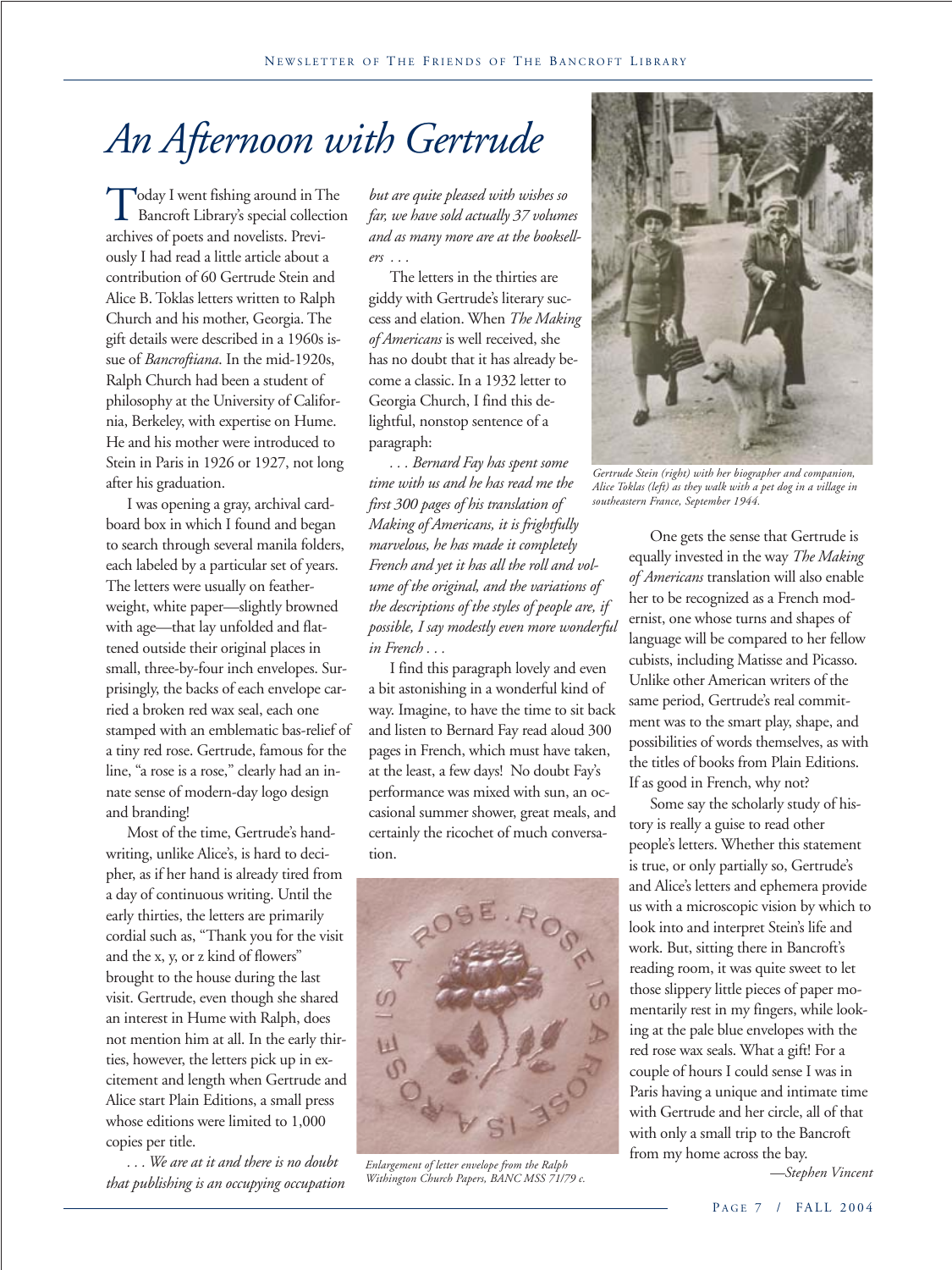# An Afternoon with Gertrude

Today I went fishing around in The Bancroft Library's special collection archives of poets and novelists. Previously I had read a little article about a contribution of 60 Gertrude Stein and Alice B. Toklas letters written to Ralph Church and his mother, Georgia. The gift details were described in a 1960s issue of *Bancroftiana*. In the mid-1920s, Ralph Church had been a student of philosophy at the University of California, Berkeley, with expertise on Hume. He and his mother were introduced to Stein in Paris in 1926 or 1927, not long after his graduation.

I was opening a gray, archival cardboard box in which I found and began to search through several manila folders, each labeled by a particular set of years. The letters were usually on featherweight, white paper—slightly browned with age—that lay unfolded and flattened outside their original places in small, three-by-four inch envelopes. Surprisingly, the backs of each envelope carried a broken red wax seal, each one stamped with an emblematic bas-relief of a tiny red rose. Gertrude, famous for the line, "a rose is a rose," clearly had an innate sense of modern-day logo design and branding!

Most of the time, Gertrude's handwriting, unlike Alice's, is hard to decipher, as if her hand is already tired from a day of continuous writing. Until the early thirties, the letters are primarily cordial such as, "Thank you for the visit and the x, y, or z kind of flowers" brought to the house during the last visit. Gertrude, even though she shared an interest in Hume with Ralph, does not mention him at all. In the early thirties, however, the letters pick up in excitement and length when Gertrude and Alice start Plain Editions, a small press whose editions were limited to 1,000 copies per title.

*. . . We are at it and there is no doubt that publishing is an occupying occupation but are quite pleased with wishes so far, we have sold actually 37 volumes and as many more are at the booksellers . . .*

The letters in the thirties are giddy with Gertrude's literary success and elation. When *The Making of Americans* is well received, she has no doubt that it has already become a classic. In a 1932 letter to Georgia Church, I find this delightful, nonstop sentence of a paragraph:

*. . . Bernard Fay has spent some time with us and he has read me the first 300 pages of his translation of Making of Americans, it is frightfully marvelous, he has made it completely French and yet it has all the roll and volume of the original, and the variations of the descriptions of the styles of people are, if possible, I say modestly even more wonderful in French . . .*

I find this paragraph lovely and even a bit astonishing in a wonderful kind of way. Imagine, to have the time to sit back and listen to Bernard Fay read aloud 300 pages in French, which must have taken, at the least, a few days! No doubt Fay's performance was mixed with sun, an occasional summer shower, great meals, and certainly the ricochet of much conversation.

*Enlargement of letter envelope from the Ralph Withington Church Papers, BANC MSS 71/79 c.*

*Gertrude Stein (right) with her biographer and companion, Alice Toklas (left) as they walk with a pet dog in a village in southeastern France, September 1944.*

One gets the sense that Gertrude is equally invested in the way *The Making of Americans* translation will also enable her to be recognized as a French modernist, one whose turns and shapes of language will be compared to her fellow cubists, including Matisse and Picasso. Unlike other American writers of the same period, Gertrude's real commitment was to the smart play, shape, and possibilities of words themselves, as with the titles of books from Plain Editions. If as good in French, why not?

Some say the scholarly study of history is really a guise to read other people's letters. Whether this statement is true, or only partially so, Gertrude's and Alice's letters and ephemera provide us with a microscopic vision by which to look into and interpret Stein's life and work. But, sitting there in Bancroft's reading room, it was quite sweet to let those slippery little pieces of paper momentarily rest in my fingers, while looking at the pale blue envelopes with the red rose wax seals. What a gift! For a couple of hours I could sense I was in Paris having a unique and intimate time with Gertrude and her circle, all of that with only a small trip to the Bancroft from my home across the bay.

—*Stephen Vincent*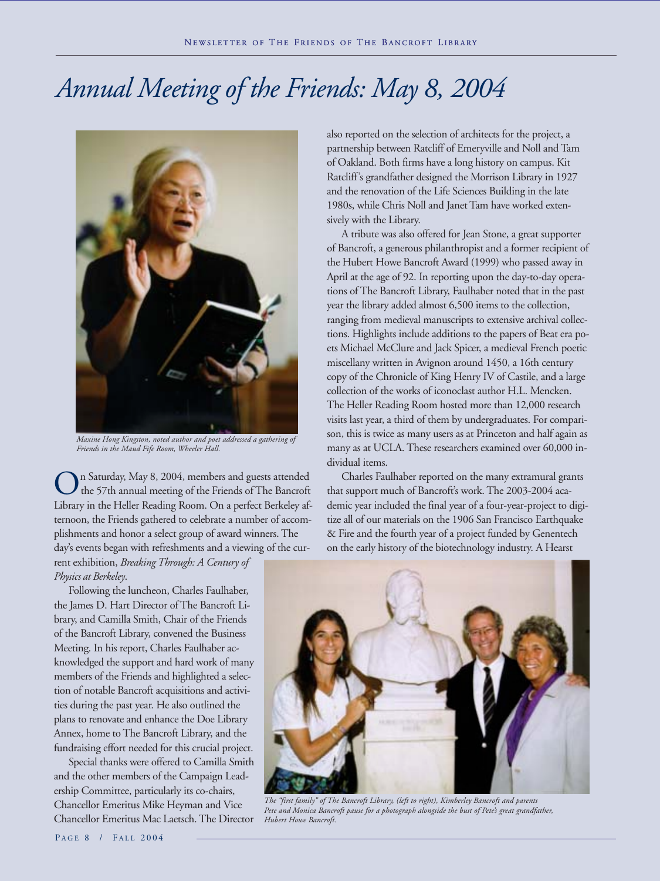# *Annual Meeting of the Friends: May 8, 2004*

*Maxine Hong Kingston, noted author and poet addressed a gathering of Friends in the Maud Fife Room, Wheeler Hall.*

On Saturday, May 8, 2004, members and guests attended the 57th annual meeting of the Friends of The Bancroft Library in the Heller Reading Room. On a perfect Berkeley afternoon, the Friends gathered to celebrate a number of accomplishments and honor a select group of award winners. The day's events began with refreshments and a viewing of the current exhibition, *Breaking Through: A Century of Physics at Berkeley*.

Following the luncheon, Charles Faulhaber, the James D. Hart Director of The Bancroft Library, and Camilla Smith, Chair of the Friends of the Bancroft Library, convened the Business Meeting. In his report, Charles Faulhaber acknowledged the support and hard work of many members of the Friends and highlighted a selection of notable Bancroft acquisitions and activities during the past year. He also outlined the plans to renovate and enhance the Doe Library Annex, home to The Bancroft Library, and the fundraising effort needed for this crucial project.

Special thanks were offered to Camilla Smith and the other members of the Campaign Leadership Committee, particularly its co-chairs, Chancellor Emeritus Mike Heyman and Vice Chancellor Emeritus Mac Laetsch. The Director also reported on the selection of architects for the project, a partnership between Ratcliff of Emeryville and Noll and Tam of Oakland. Both firms have a long history on campus. Kit Ratcliff's grandfather designed the Morrison Library in 1927 and the renovation of the Life Sciences Building in the late 1980s, while Chris Noll and Janet Tam have worked extensively with the Library.

A tribute was also offered for Jean Stone, a great supporter of Bancroft, a generous philanthropist and a former recipient of the Hubert Howe Bancroft Award (1999) who passed away in April at the age of 92. In reporting upon the day-to-day operations of The Bancroft Library, Faulhaber noted that in the past year the library added almost 6,500 items to the collection, ranging from medieval manuscripts to extensive archival collections. Highlights include additions to the papers of Beat era poets Michael McClure and Jack Spicer, a medieval French poetic miscellany written in Avignon around 1450, a 16th century copy of the Chronicle of King Henry IV of Castile, and a large collection of the works of iconoclast author H.L. Mencken. The Heller Reading Room hosted more than 12,000 research visits last year, a third of them by undergraduates. For comparison, this is twice as many users as at Princeton and half again as many as at UCLA. These researchers examined over 60,000 individual items.

Charles Faulhaber reported on the many extramural grants that support much of Bancroft's work. The 2003-2004 academic year included the final year of a four-year-project to digitize all of our materials on the 1906 San Francisco Earthquake & Fire and the fourth year of a project funded by Genentech on the early history of the biotechnology industry. A Hearst

*The "first family" of The Bancroft Library, (left to right), Kimberley Bancroft and parents Pete and Monica Bancroft pause for a photograph alongside the bust of Pete's great grandfather, Hubert Howe Bancroft.*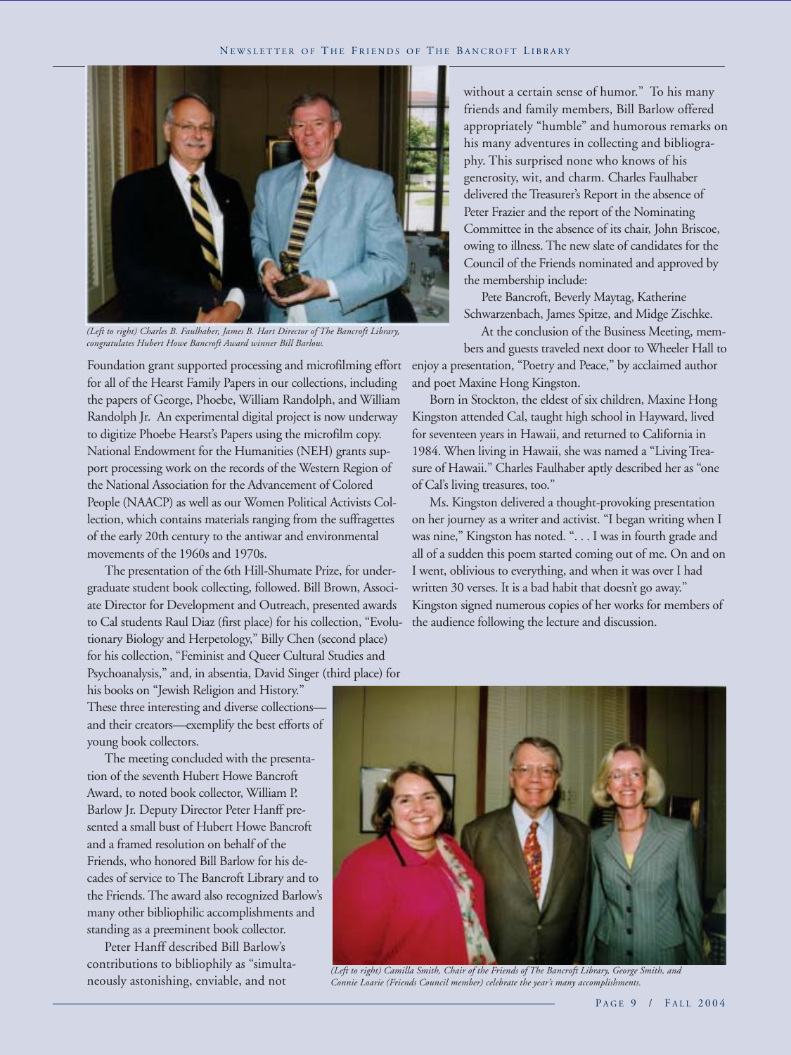*(Left to right) Charles B. Faulhaber, James B. Hart Director of The Bancroft Library, congratulates Hubert Howe Bancroft Award winner Bill Barlow.*

Foundation grant supported processing and microfilming effort for all of the Hearst Family Papers in our collections, including the papers of George, Phoebe, William Randolph, and William Randolph Jr. An experimental digital project is now underway to digitize Phoebe Hearst's Papers using the microfilm copy. National Endowment for the Humanities (NEH) grants support processing work on the records of the Western Region of the National Association for the Advancement of Colored People (NAACP) as well as our Women Political Activists Collection, which contains materials ranging from the suffragettes of the early 20th century to the antiwar and environmental movements of the 1960s and 1970s.

The presentation of the 6th Hill-Shumate Prize, for undergraduate student book collecting, followed. Bill Brown, Associate Director for Development and Outreach, presented awards to Cal students Raul Diaz (first place) for his collection, "Evolutionary Biology and Herpetology," Billy Chen (second place) for his collection, "Feminist and Queer Cultural Studies and Psychoanalysis," and, in absentia, David Singer (third place) for his books on "Jewish Religion and History." These three interesting and diverse collections—and their creators—exemplify the best efforts of young book collectors.

The meeting concluded with the presentation of the seventh Hubert Howe Bancroft Award, to noted book collector, William P. Barlow Jr. Deputy Director Peter Hanff presented a small bust of Hubert Howe Bancroft and a framed resolution on behalf of the Friends, who honored Bill Barlow for his decades of service to The Bancroft Library and to the Friends. The award also recognized Barlow's many other bibliophilic accomplishments and standing as a preeminent book collector.

Peter Hanff described Bill Barlow's contributions to bibliophily as "simultaneously astonishing, enviable, and not without a certain sense of humor." To his many friends and family members, Bill Barlow offered appropriately "humble" and humorous remarks on his many adventures in collecting and bibliography. This surprised none who knows of his generosity, wit, and charm. Charles Faulhaber delivered the Treasurer's Report in the absence of Peter Frazier and the report of the Nominating Committee in the absence of its chair, John Briscoe, owing to illness. The new slate of candidates for the Council of the Friends nominated and approved by the membership include:

Pete Bancroft, Beverly Maytag, Katherine Schwarzenbach, James Spitze, and Midge Zischke.

At the conclusion of the Business Meeting, members and guests traveled next door to Wheeler Hall to enjoy a presentation, "Poetry and Peace," by acclaimed author and poet Maxine Hong Kingston.

Born in Stockton, the eldest of six children, Maxine Hong Kingston attended Cal, taught high school in Hayward, lived for seventeen years in Hawaii, and returned to California in 1984. When living in Hawaii, she was named a "Living Treasure of Hawaii." Charles Faulhaber aptly described her as "one of Cal's living treasures, too."

Ms. Kingston delivered a thought-provoking presentation on her journey as a writer and activist. "I began writing when I was nine," Kingston has noted. ". . . I was in fourth grade and all of a sudden this poem started coming out of me. On and on I went, oblivious to everything, and when it was over I had written 30 verses. It is a bad habit that doesn't go away." Kingston signed numerous copies of her works for members of the audience following the lecture and discussion.

*(Left to right) Camilla Smith, Chair of the Friends of The Bancroft Library, George Smith, and Connie Loarie (Friends Council member) celebrate the year's many accomplishments.*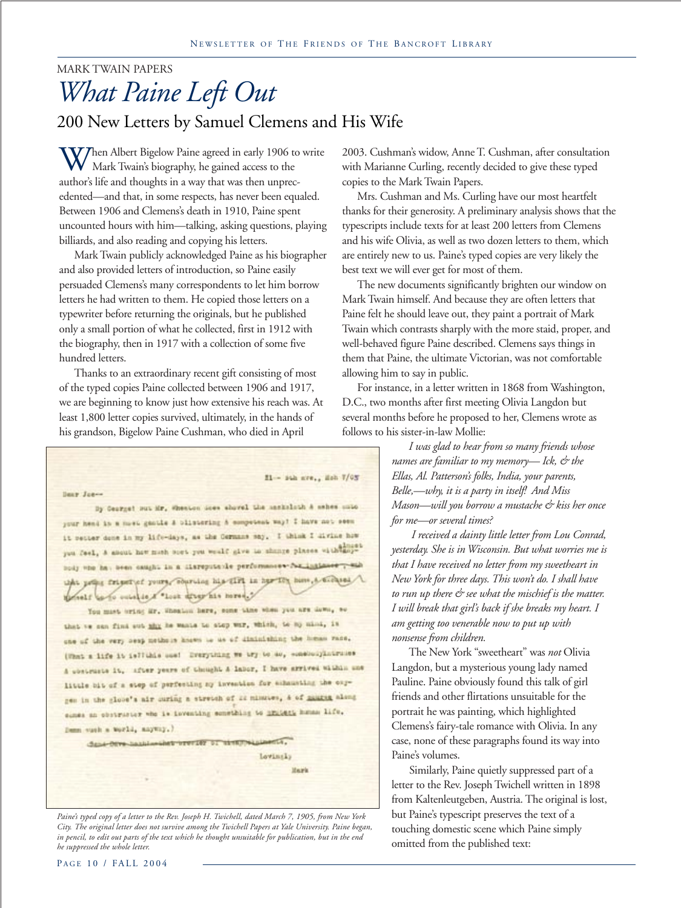MARK TWAIN PAPERS

# *What Paine Left Out*

## 200 New Letters by Samuel Clemens and His Wife

When Albert Bigelow Paine agreed in early 1906 to write Mark Twain's biography, he gained access to the author's life and thoughts in a way that was then unprecedented—and that, in some respects, has never been equaled. Between 1906 and Clemens's death in 1910, Paine spent uncounted hours with him—talking, asking questions, playing billiards, and also reading and copying his letters.

Mark Twain publicly acknowledged Paine as his biographer and also provided letters of introduction, so Paine easily persuaded Clemens's many correspondents to let him borrow letters he had written to them. He copied those letters on a typewriter before returning the originals, but he published only a small portion of what he collected, first in 1912 with the biography, then in 1917 with a collection of some five hundred letters.

Thanks to an extraordinary recent gift consisting of most of the typed copies Paine collected between 1906 and 1917, we are beginning to know just how extensive his reach was. At least 1,800 letter copies survived, ultimately, in the hands of his grandson, Bigelow Paine Cushman, who died in April 2003. Cushman's widow, Anne T. Cushman, after consultation with Marianne Curling, recently decided to give these typed copies to the Mark Twain Papers.

Mrs. Cushman and Ms. Curling have our most heartfelt thanks for their generosity. A preliminary analysis shows that the typescripts include texts for at least 200 letters from Clemens and his wife Olivia, as well as two dozen letters to them, which are entirely new to us. Paine's typed copies are very likely the best text we will ever get for most of them.

The new documents significantly brighten our window on Mark Twain himself. And because they are often letters that Paine felt he should leave out, they paint a portrait of Mark Twain which contrasts sharply with the more staid, proper, and well-behaved figure Paine described. Clemens says things in them that Paine, the ultimate Victorian, was not comfortable allowing him to say in public.

For instance, in a letter written in 1868 from Washington, D.C., two months after first meeting Olivia Langdon but several months before he proposed to her, Clemens wrote as follows to his sister-in-law Mollie:

> *I was glad to hear from so many friends whose names are familiar to my memory— Ick, & the Ellas, Al. Patterson's folks, India, your parents, Belle,—why, it is a party in itself! And Miss Mason—will you borrow a mustache & kiss her once for me—or several times?*
>
> *I received a dainty little letter from Lou Conrad, yesterday. She is in Wisconsin. But what worries me is that I have received no letter from my sweetheart in New York for three days. This won't do. I shall have to run up there & see what the mischief is the matter. I will break that girl's back if she breaks my heart. I am getting too venerable now to put up with nonsense from children.*

The New York "sweetheart" was *not* Olivia Langdon, but a mysterious young lady named Pauline. Paine obviously found this talk of girl friends and other flirtations unsuitable for the portrait he was painting, which highlighted Clemens's fairy-tale romance with Olivia. In any case, none of these paragraphs found its way into Paine's volumes.

Similarly, Paine quietly suppressed part of a letter to the Rev. Joseph Twichell written in 1898 from Kaltenleutgeben, Austria. The original is lost, but Paine's typescript preserves the text of a touching domestic scene which Paine simply omitted from the published text:

*Paine's typed copy of a letter to the Rev. Joseph H. Twichell, dated March 7, 1905, from New York City. The original letter does not survive among the Twichell Papers at Yale University. Paine began, in pencil, to edit out parts of the text which he thought unsuitable for publication, but in the end he suppressed the whole letter.*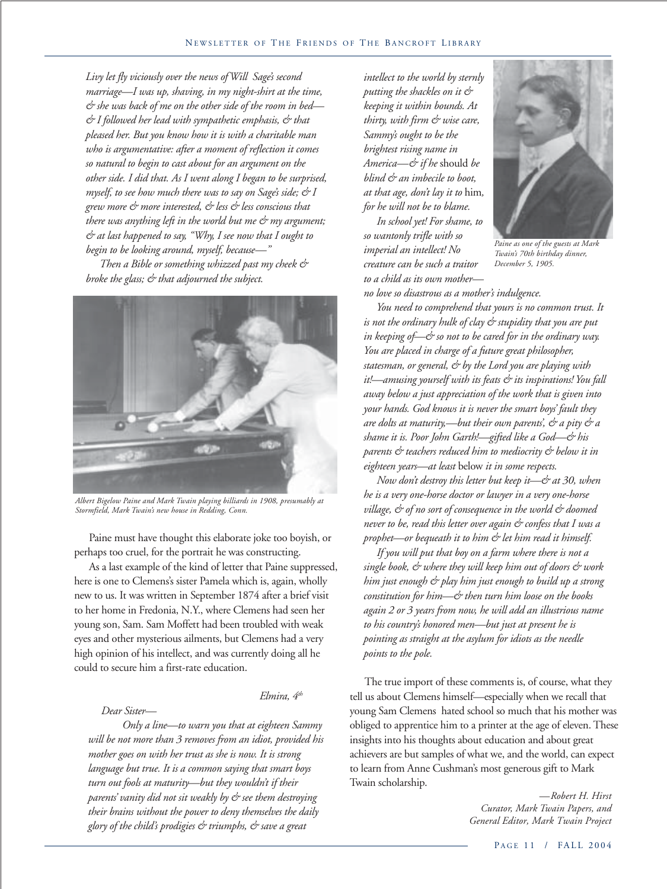*Livy let fly viciously over the news of Will Sage's second marriage—I was up, shaving, in my night-shirt at the time, & she was back of me on the other side of the room in bed—& I followed her lead with sympathetic emphasis, & that pleased her. But you know how it is with a charitable man who is argumentative: after a moment of reflection it comes so natural to begin to cast about for an argument on the other side. I did that. As I went along I began to be surprised, myself, to see how much there was to say on Sage's side; & I grew more & more interested, & less & less conscious that there was anything left in the world but me & my argument; & at last happened to say, "Why, I see now that I ought to begin to be looking around, myself, because—"*

*Then a Bible or something whizzed past my cheek & broke the glass; & that adjourned the subject.*

Albert Bigelow Paine and Mark Twain playing billiards in 1908, presumably at Stormfield, Mark Twain's new house in Redding, Conn.

Paine must have thought this elaborate joke too boyish, or perhaps too cruel, for the portrait he was constructing.

As a last example of the kind of letter that Paine suppressed, here is one to Clemens's sister Pamela which is, again, wholly new to us. It was written in September 1874 after a brief visit to her home in Fredonia, N.Y., where Clemens had seen her young son, Sam. Sam Moffett had been troubled with weak eyes and other mysterious ailments, but Clemens had a very high opinion of his intellect, and was currently doing all he could to secure him a first-rate education.

*Elmira, 4th*

*Dear Sister—*

*Only a line—to warn you that at eighteen Sammy will be not more than 3 removes from an idiot, provided his mother goes on with her trust as she is now. It is strong language but true. It is a common saying that smart boys turn out fools at maturity—but they wouldn't if their parents' vanity did not sit weakly by & see them destroying their brains without the power to deny themselves the daily glory of the child's prodigies & triumphs, & save a great intellect to the world by sternly putting the shackles on it & keeping it within bounds. At thirty, with firm & wise care, Sammy's ought to be the brightest rising name in America—& if he* should *be blind & an imbecile to boot, at that age, don't lay it to* him, *for he will not be to blame.*

*In school yet! For shame, to so wantonly trifle with so imperial an intellect! No creature can be such a traitor to a child as its own mother—no love so disastrous as a mother's indulgence.*

Paine as one of the guests at Mark Twain's 70th birthday dinner, December 5, 1905.

*You need to comprehend that yours is no common trust. It is not the ordinary hulk of clay & stupidity that you are put in keeping of—& so not to be cared for in the ordinary way. You are placed in charge of a future great philosopher, statesman, or general, & by the Lord you are playing with it!—amusing yourself with its feats & its inspirations! You fall away below a just appreciation of the work that is given into your hands. God knows it is never the smart boys' fault they are dolts at maturity,—but their own parents', & a pity & a shame it is. Poor John Garth!—gifted like a God—& his parents & teachers reduced him to mediocrity & below it in eighteen years—at least* below *it in some respects.*

*Now don't destroy this letter but keep it—& at 30, when he is a very one-horse doctor or lawyer in a very one-horse village, & of no sort of consequence in the world & doomed never to be, read this letter over again & confess that I was a prophet—or bequeath it to him & let him read it himself.*

*If you will put that boy on a farm where there is not a single book, & where they will keep him out of doors & work him just enough & play him just enough to build up a strong constitution for him—& then turn him loose on the books again 2 or 3 years from now, he will add an illustrious name to his country's honored men—but just at present he is pointing as straight at the asylum for idiots as the needle points to the pole.*

The true import of these comments is, of course, what they tell us about Clemens himself—especially when we recall that young Sam Clemens hated school so much that his mother was obliged to apprentice him to a printer at the age of eleven. These insights into his thoughts about education and about great achievers are but samples of what we, and the world, can expect to learn from Anne Cushman's most generous gift to Mark Twain scholarship.

*—Robert H. Hirst*
*Curator, Mark Twain Papers, and*
*General Editor, Mark Twain Project*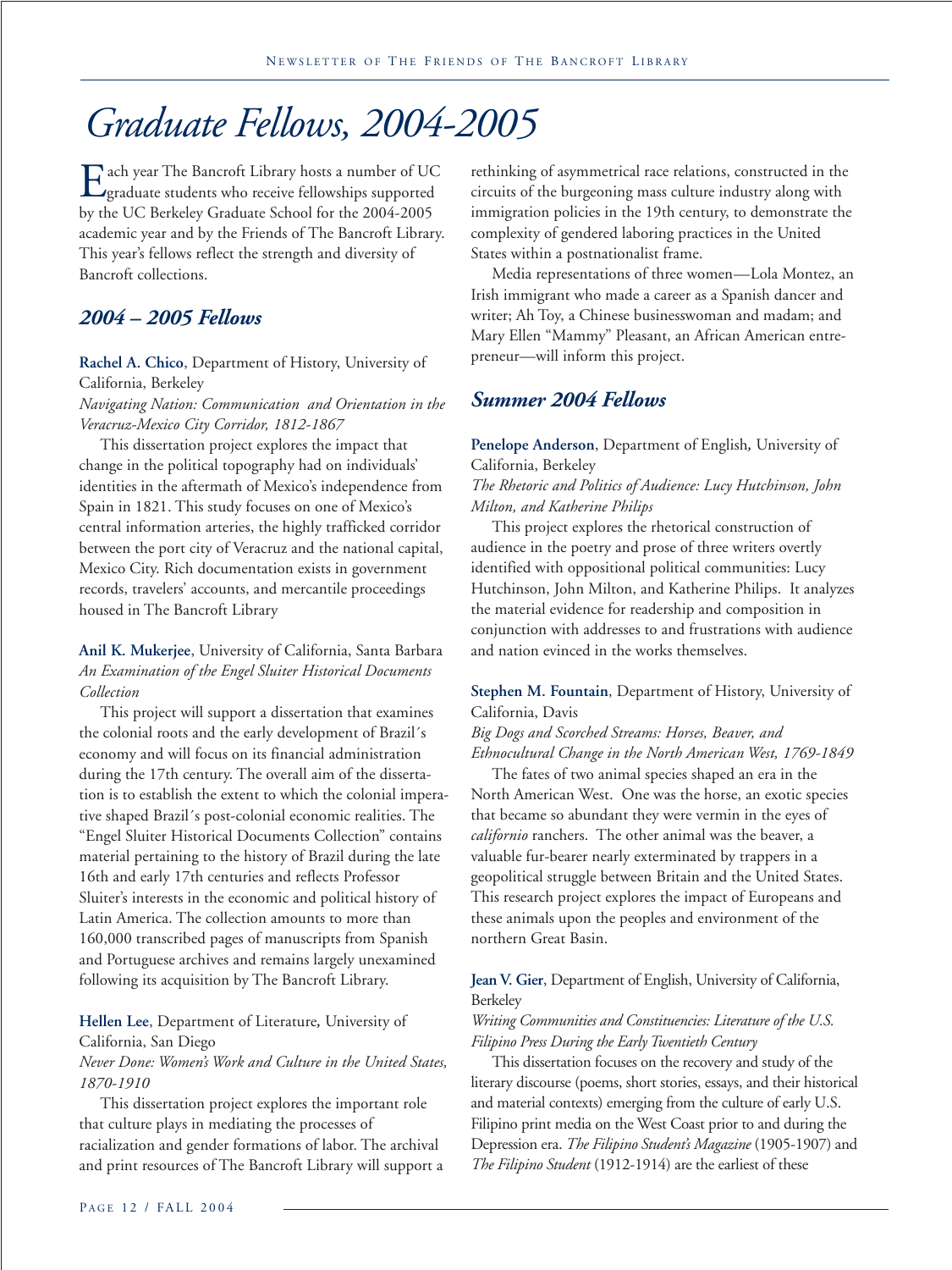# Graduate Fellows, 2004-2005

Each year The Bancroft Library hosts a number of UC graduate students who receive fellowships supported by the UC Berkeley Graduate School for the 2004-2005 academic year and by the Friends of The Bancroft Library. This year's fellows reflect the strength and diversity of Bancroft collections.

## *2004 – 2005 Fellows*

**Rachel A. Chico**, Department of History, University of California, Berkeley
*Navigating Nation: Communication and Orientation in the Veracruz-Mexico City Corridor, 1812-1867*

This dissertation project explores the impact that change in the political topography had on individuals' identities in the aftermath of Mexico's independence from Spain in 1821. This study focuses on one of Mexico's central information arteries, the highly trafficked corridor between the port city of Veracruz and the national capital, Mexico City. Rich documentation exists in government records, travelers' accounts, and mercantile proceedings housed in The Bancroft Library

**Anil K. Mukerjee**, University of California, Santa Barbara
*An Examination of the Engel Sluiter Historical Documents Collection*

This project will support a dissertation that examines the colonial roots and the early development of Brazil´s economy and will focus on its financial administration during the 17th century. The overall aim of the dissertation is to establish the extent to which the colonial imperative shaped Brazil´s post-colonial economic realities. The "Engel Sluiter Historical Documents Collection" contains material pertaining to the history of Brazil during the late 16th and early 17th centuries and reflects Professor Sluiter's interests in the economic and political history of Latin America. The collection amounts to more than 160,000 transcribed pages of manuscripts from Spanish and Portuguese archives and remains largely unexamined following its acquisition by The Bancroft Library.

**Hellen Lee**, Department of Literature, University of California, San Diego
*Never Done: Women's Work and Culture in the United States, 1870-1910*

This dissertation project explores the important role that culture plays in mediating the processes of racialization and gender formations of labor. The archival and print resources of The Bancroft Library will support a rethinking of asymmetrical race relations, constructed in the circuits of the burgeoning mass culture industry along with immigration policies in the 19th century, to demonstrate the complexity of gendered laboring practices in the United States within a postnationalist frame.

Media representations of three women—Lola Montez, an Irish immigrant who made a career as a Spanish dancer and writer; Ah Toy, a Chinese businesswoman and madam; and Mary Ellen "Mammy" Pleasant, an African American entrepreneur—will inform this project.

## *Summer 2004 Fellows*

**Penelope Anderson**, Department of English, University of California, Berkeley
*The Rhetoric and Politics of Audience: Lucy Hutchinson, John Milton, and Katherine Philips*

This project explores the rhetorical construction of audience in the poetry and prose of three writers overtly identified with oppositional political communities: Lucy Hutchinson, John Milton, and Katherine Philips. It analyzes the material evidence for readership and composition in conjunction with addresses to and frustrations with audience and nation evinced in the works themselves.

**Stephen M. Fountain**, Department of History, University of California, Davis
*Big Dogs and Scorched Streams: Horses, Beaver, and Ethnocultural Change in the North American West, 1769-1849*

The fates of two animal species shaped an era in the North American West. One was the horse, an exotic species that became so abundant they were vermin in the eyes of *californio* ranchers. The other animal was the beaver, a valuable fur-bearer nearly exterminated by trappers in a geopolitical struggle between Britain and the United States. This research project explores the impact of Europeans and these animals upon the peoples and environment of the northern Great Basin.

**Jean V. Gier**, Department of English, University of California, Berkeley
*Writing Communities and Constituencies: Literature of the U.S. Filipino Press During the Early Twentieth Century*

This dissertation focuses on the recovery and study of the literary discourse (poems, short stories, essays, and their historical and material contexts) emerging from the culture of early U.S. Filipino print media on the West Coast prior to and during the Depression era. *The Filipino Student's Magazine* (1905-1907) and *The Filipino Student* (1912-1914) are the earliest of these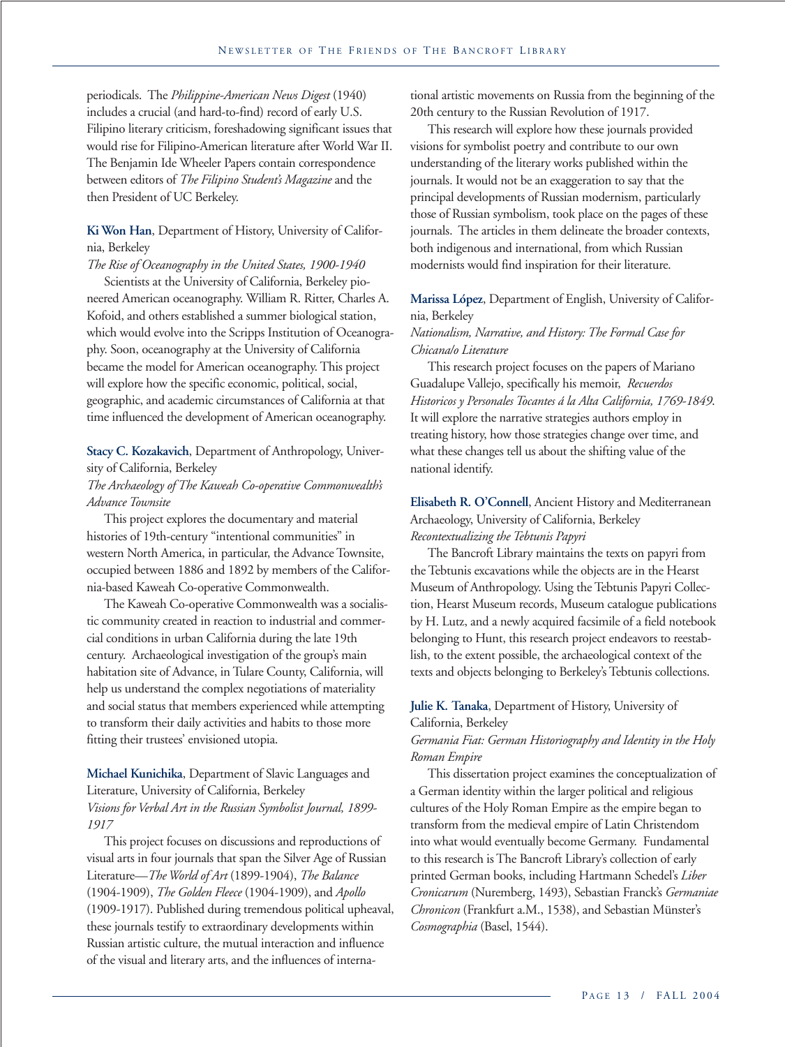periodicals. The *Philippine-American News Digest* (1940) includes a crucial (and hard-to-find) record of early U.S. Filipino literary criticism, foreshadowing significant issues that would rise for Filipino-American literature after World War II. The Benjamin Ide Wheeler Papers contain correspondence between editors of *The Filipino Student's Magazine* and the then President of UC Berkeley.

**Ki Won Han**, Department of History, University of California, Berkeley
*The Rise of Oceanography in the United States, 1900-1940*

Scientists at the University of California, Berkeley pioneered American oceanography. William R. Ritter, Charles A. Kofoid, and others established a summer biological station, which would evolve into the Scripps Institution of Oceanography. Soon, oceanography at the University of California became the model for American oceanography. This project will explore how the specific economic, political, social, geographic, and academic circumstances of California at that time influenced the development of American oceanography.

**Stacy C. Kozakavich**, Department of Anthropology, University of California, Berkeley
*The Archaeology of The Kaweah Co-operative Commonwealth's Advance Townsite*

This project explores the documentary and material histories of 19th-century "intentional communities" in western North America, in particular, the Advance Townsite, occupied between 1886 and 1892 by members of the California-based Kaweah Co-operative Commonwealth.

The Kaweah Co-operative Commonwealth was a socialistic community created in reaction to industrial and commercial conditions in urban California during the late 19th century. Archaeological investigation of the group's main habitation site of Advance, in Tulare County, California, will help us understand the complex negotiations of materiality and social status that members experienced while attempting to transform their daily activities and habits to those more fitting their trustees' envisioned utopia.

**Michael Kunichika**, Department of Slavic Languages and Literature, University of California, Berkeley
*Visions for Verbal Art in the Russian Symbolist Journal, 1899-1917*

This project focuses on discussions and reproductions of visual arts in four journals that span the Silver Age of Russian Literature—*The World of Art* (1899-1904), *The Balance* (1904-1909), *The Golden Fleece* (1904-1909), and *Apollo* (1909-1917). Published during tremendous political upheaval, these journals testify to extraordinary developments within Russian artistic culture, the mutual interaction and influence of the visual and literary arts, and the influences of international artistic movements on Russia from the beginning of the 20th century to the Russian Revolution of 1917.

This research will explore how these journals provided visions for symbolist poetry and contribute to our own understanding of the literary works published within the journals. It would not be an exaggeration to say that the principal developments of Russian modernism, particularly those of Russian symbolism, took place on the pages of these journals. The articles in them delineate the broader contexts, both indigenous and international, from which Russian modernists would find inspiration for their literature.

**Marissa López**, Department of English, University of California, Berkeley
*Nationalism, Narrative, and History: The Formal Case for Chicana/o Literature*

This research project focuses on the papers of Mariano Guadalupe Vallejo, specifically his memoir, *Recuerdos Historicos y Personales Tocantes á la Alta California, 1769-1849*. It will explore the narrative strategies authors employ in treating history, how those strategies change over time, and what these changes tell us about the shifting value of the national identify.

**Elisabeth R. O'Connell**, Ancient History and Mediterranean Archaeology, University of California, Berkeley
*Recontextualizing the Tebtunis Papyri*

The Bancroft Library maintains the texts on papyri from the Tebtunis excavations while the objects are in the Hearst Museum of Anthropology. Using the Tebtunis Papyri Collection, Hearst Museum records, Museum catalogue publications by H. Lutz, and a newly acquired facsimile of a field notebook belonging to Hunt, this research project endeavors to reestablish, to the extent possible, the archaeological context of the texts and objects belonging to Berkeley's Tebtunis collections.

**Julie K. Tanaka**, Department of History, University of California, Berkeley
*Germania Fiat: German Historiography and Identity in the Holy Roman Empire*

This dissertation project examines the conceptualization of a German identity within the larger political and religious cultures of the Holy Roman Empire as the empire began to transform from the medieval empire of Latin Christendom into what would eventually become Germany. Fundamental to this research is The Bancroft Library's collection of early printed German books, including Hartmann Schedel's *Liber Cronicarum* (Nuremberg, 1493), Sebastian Franck's *Germaniae Chronicon* (Frankfurt a.M., 1538), and Sebastian Münster's *Cosmographia* (Basel, 1544).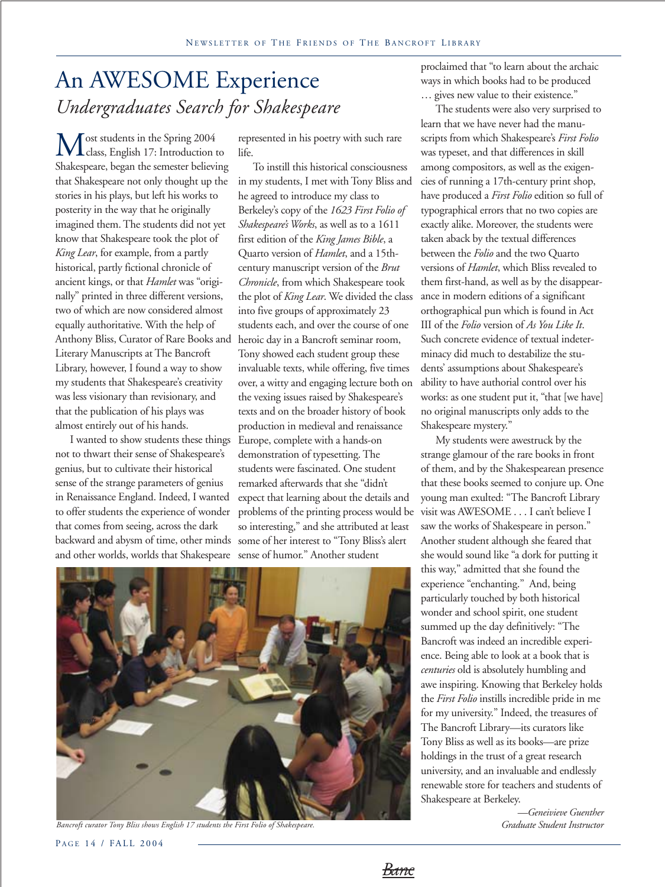# An AWESOME Experience

## *Undergraduates Search for Shakespeare*

Most students in the Spring 2004 class, English 17: Introduction to Shakespeare, began the semester believing that Shakespeare not only thought up the stories in his plays, but left his works to posterity in the way that he originally imagined them. The students did not yet know that Shakespeare took the plot of *King Lear*, for example, from a partly historical, partly fictional chronicle of ancient kings, or that *Hamlet* was "originally" printed in three different versions, two of which are now considered almost equally authoritative. With the help of Anthony Bliss, Curator of Rare Books and Literary Manuscripts at The Bancroft Library, however, I found a way to show my students that Shakespeare's creativity was less visionary than revisionary, and that the publication of his plays was almost entirely out of his hands.

I wanted to show students these things not to thwart their sense of Shakespeare's genius, but to cultivate their historical sense of the strange parameters of genius in Renaissance England. Indeed, I wanted to offer students the experience of wonder that comes from seeing, across the dark backward and abysm of time, other minds and other worlds, worlds that Shakespeare represented in his poetry with such rare life.

To instill this historical consciousness in my students, I met with Tony Bliss and he agreed to introduce my class to Berkeley's copy of the *1623 First Folio of Shakespeare's Works*, as well as to a 1611 first edition of the *King James Bible*, a Quarto version of *Hamlet*, and a 15th-century manuscript version of the *Brut Chronicle*, from which Shakespeare took the plot of *King Lear*. We divided the class into five groups of approximately 23 students each, and over the course of one heroic day in a Bancroft seminar room, Tony showed each student group these invaluable texts, while offering, five times over, a witty and engaging lecture both on the vexing issues raised by Shakespeare's texts and on the broader history of book production in medieval and renaissance Europe, complete with a hands-on demonstration of typesetting. The students were fascinated. One student remarked afterwards that she "didn't expect that learning about the details and problems of the printing process would be so interesting," and she attributed at least some of her interest to "Tony Bliss's alert sense of humor." Another student proclaimed that "to learn about the archaic ways in which books had to be produced … gives new value to their existence."

*Bancroft curator Tony Bliss shows English 17 students the First Folio of Shakespeare.*

The students were also very surprised to learn that we have never had the manuscripts from which Shakespeare's *First Folio* was typeset, and that differences in skill among compositors, as well as the exigencies of running a 17th-century print shop, have produced a *First Folio* edition so full of typographical errors that no two copies are exactly alike. Moreover, the students were taken aback by the textual differences between the *Folio* and the two Quarto versions of *Hamlet*, which Bliss revealed to them first-hand, as well as by the disappearance in modern editions of a significant orthographical pun which is found in Act III of the *Folio* version of *As You Like It*. Such concrete evidence of textual indeterminacy did much to destabilize the students' assumptions about Shakespeare's ability to have authorial control over his works: as one student put it, "that [we have] no original manuscripts only adds to the Shakespeare mystery."

My students were awestruck by the strange glamour of the rare books in front of them, and by the Shakespearean presence that these books seemed to conjure up. One young man exulted: "The Bancroft Library visit was AWESOME . . . I can't believe I saw the works of Shakespeare in person." Another student although she feared that she would sound like "a dork for putting it this way," admitted that she found the experience "enchanting." And, being particularly touched by both historical wonder and school spirit, one student summed up the day definitively: "The Bancroft was indeed an incredible experience. Being able to look at a book that is *centuries* old is absolutely humbling and awe inspiring. Knowing that Berkeley holds the *First Folio* instills incredible pride in me for my university." Indeed, the treasures of The Bancroft Library—its curators like Tony Bliss as well as its books—are prize holdings in the trust of a great research university, and an invaluable and endlessly renewable store for teachers and students of Shakespeare at Berkeley.

*—Geneivieve Guenther*
*Graduate Student Instructor*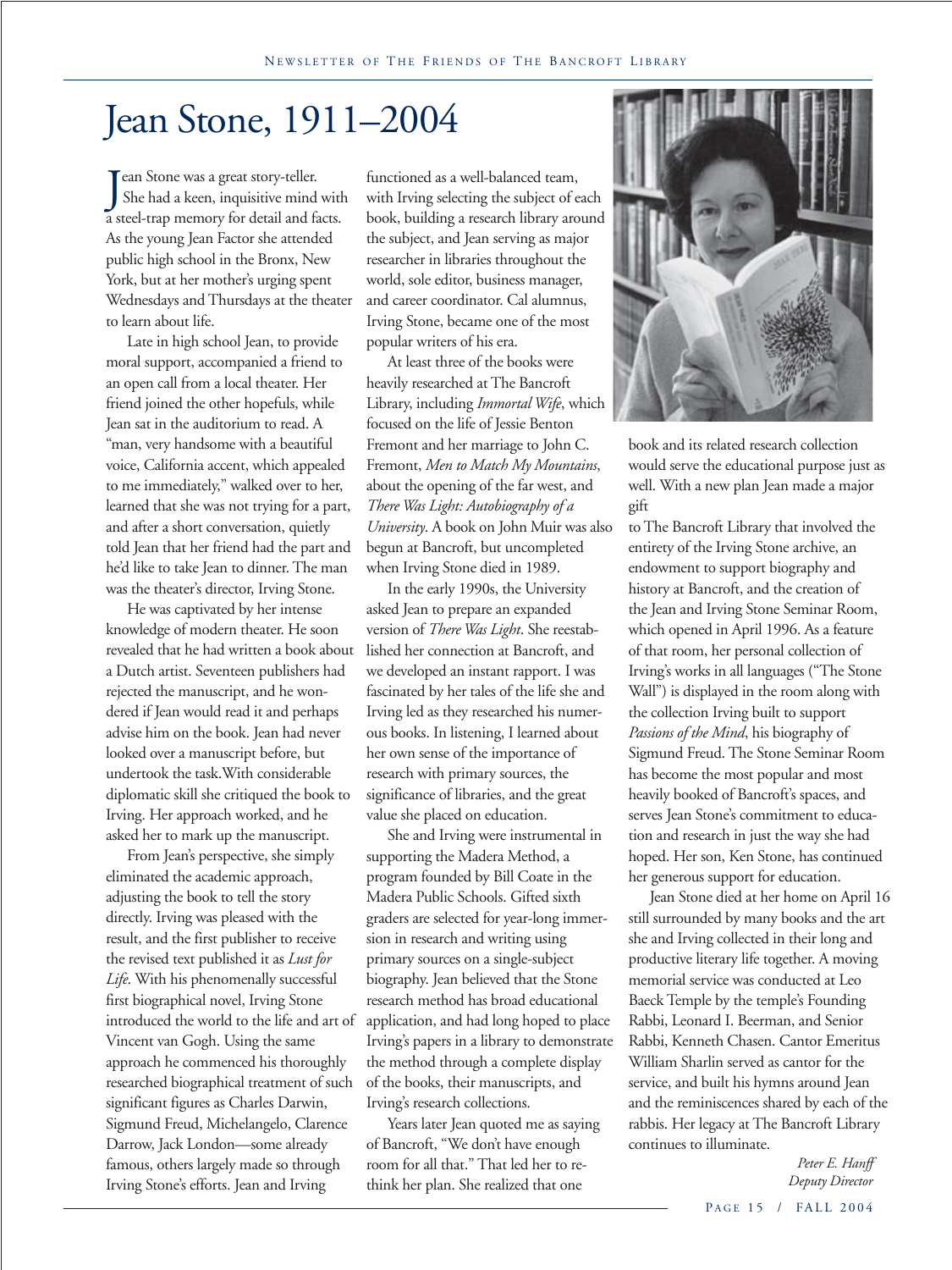# Jean Stone, 1911–2004

Jean Stone was a great story-teller. She had a keen, inquisitive mind with a steel-trap memory for detail and facts. As the young Jean Factor she attended public high school in the Bronx, New York, but at her mother's urging spent Wednesdays and Thursdays at the theater to learn about life.

Late in high school Jean, to provide moral support, accompanied a friend to an open call from a local theater. Her friend joined the other hopefuls, while Jean sat in the auditorium to read. A "man, very handsome with a beautiful voice, California accent, which appealed to me immediately," walked over to her, learned that she was not trying for a part, and after a short conversation, quietly told Jean that her friend had the part and he'd like to take Jean to dinner. The man was the theater's director, Irving Stone.

He was captivated by her intense knowledge of modern theater. He soon revealed that he had written a book about a Dutch artist. Seventeen publishers had rejected the manuscript, and he wondered if Jean would read it and perhaps advise him on the book. Jean had never looked over a manuscript before, but undertook the task. With considerable diplomatic skill she critiqued the book to Irving. Her approach worked, and he asked her to mark up the manuscript.

From Jean's perspective, she simply eliminated the academic approach, adjusting the book to tell the story directly. Irving was pleased with the result, and the first publisher to receive the revised text published it as *Lust for Life*. With his phenomenally successful first biographical novel, Irving Stone introduced the world to the life and art of Vincent van Gogh. Using the same approach he commenced his thoroughly researched biographical treatment of such significant figures as Charles Darwin, Sigmund Freud, Michelangelo, Clarence Darrow, Jack London—some already famous, others largely made so through Irving Stone's efforts. Jean and Irving functioned as a well-balanced team, with Irving selecting the subject of each book, building a research library around the subject, and Jean serving as major researcher in libraries throughout the world, sole editor, business manager, and career coordinator. Cal alumnus, Irving Stone, became one of the most popular writers of his era.

At least three of the books were heavily researched at The Bancroft Library, including *Immortal Wife*, which focused on the life of Jessie Benton Fremont and her marriage to John C. Fremont, *Men to Match My Mountains*, about the opening of the far west, and *There Was Light: Autobiography of a University*. A book on John Muir was also begun at Bancroft, but uncompleted when Irving Stone died in 1989.

In the early 1990s, the University asked Jean to prepare an expanded version of *There Was Light*. She reestablished her connection at Bancroft, and we developed an instant rapport. I was fascinated by her tales of the life she and Irving led as they researched his numerous books. In listening, I learned about her own sense of the importance of research with primary sources, the significance of libraries, and the great value she placed on education.

She and Irving were instrumental in supporting the Madera Method, a program founded by Bill Coate in the Madera Public Schools. Gifted sixth graders are selected for year-long immersion in research and writing using primary sources on a single-subject biography. Jean believed that the Stone research method has broad educational application, and had long hoped to place Irving's papers in a library to demonstrate the method through a complete display of the books, their manuscripts, and Irving's research collections.

Years later Jean quoted me as saying of Bancroft, "We don't have enough room for all that." That led her to rethink her plan. She realized that one book and its related research collection would serve the educational purpose just as well. With a new plan Jean made a major gift to The Bancroft Library that involved the entirety of the Irving Stone archive, an endowment to support biography and history at Bancroft, and the creation of the Jean and Irving Stone Seminar Room, which opened in April 1996. As a feature of that room, her personal collection of Irving's works in all languages ("The Stone Wall") is displayed in the room along with the collection Irving built to support *Passions of the Mind*, his biography of Sigmund Freud. The Stone Seminar Room has become the most popular and most heavily booked of Bancroft's spaces, and serves Jean Stone's commitment to education and research in just the way she had hoped. Her son, Ken Stone, has continued her generous support for education.

Jean Stone died at her home on April 16 still surrounded by many books and the art she and Irving collected in their long and productive literary life together. A moving memorial service was conducted at Leo Baeck Temple by the temple's Founding Rabbi, Leonard I. Beerman, and Senior Rabbi, Kenneth Chasen. Cantor Emeritus William Sharlin served as cantor for the service, and built his hymns around Jean and the reminiscences shared by each of the rabbis. Her legacy at The Bancroft Library continues to illuminate.

*Peter E. Hanff*
*Deputy Director*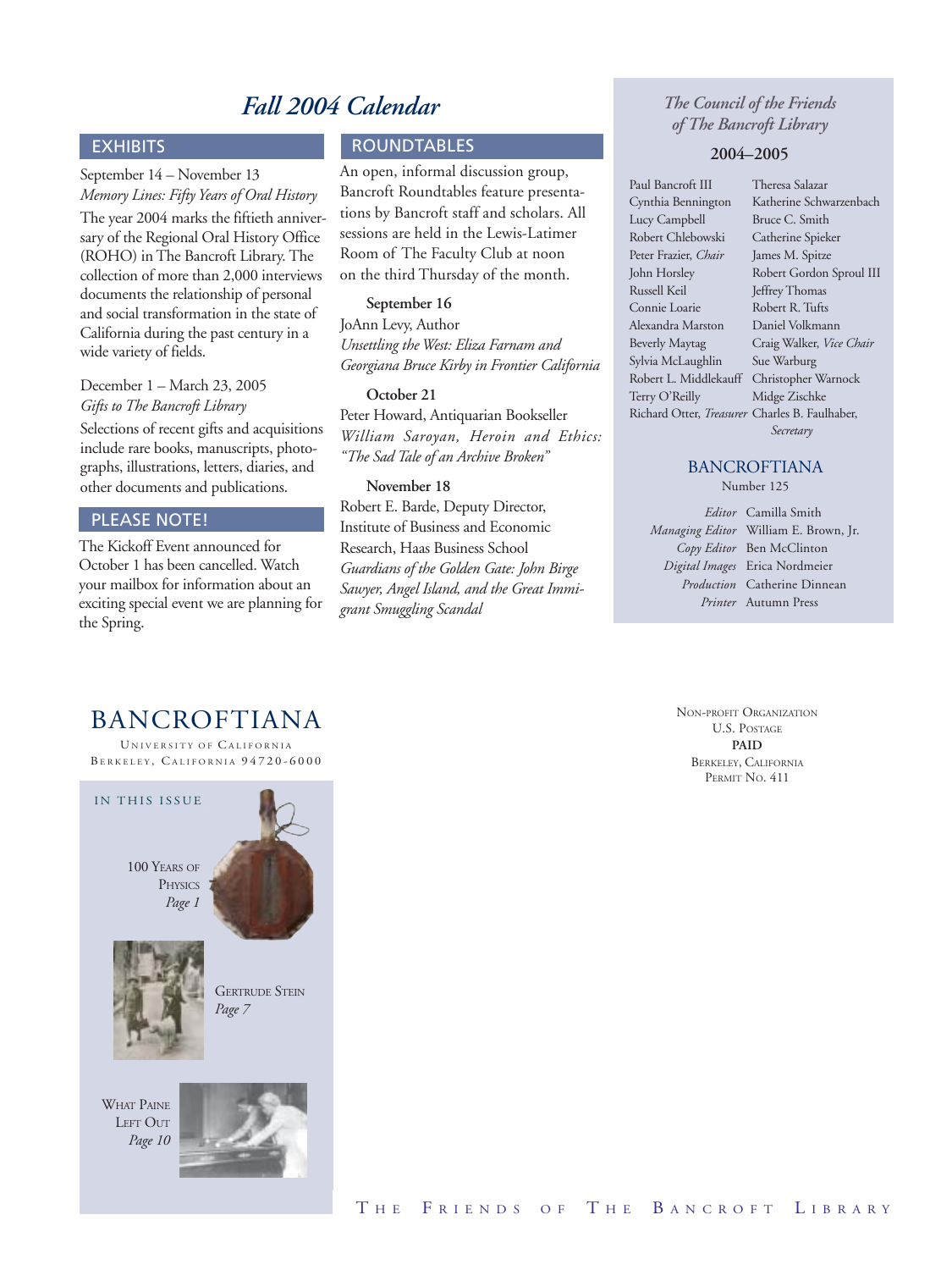# *Fall 2004 Calendar*

## EXHIBITS

September 14 – November 13
*Memory Lines: Fifty Years of Oral History*

The year 2004 marks the fiftieth anniversary of the Regional Oral History Office (ROHO) in The Bancroft Library. The collection of more than 2,000 interviews documents the relationship of personal and social transformation in the state of California during the past century in a wide variety of fields.

December 1 – March 23, 2005
*Gifts to The Bancroft Library*

Selections of recent gifts and acquisitions include rare books, manuscripts, photographs, illustrations, letters, diaries, and other documents and publications.

## PLEASE NOTE!

The Kickoff Event announced for October 1 has been cancelled. Watch your mailbox for information about an exciting special event we are planning for the Spring.

## ROUNDTABLES

An open, informal discussion group, Bancroft Roundtables feature presentations by Bancroft staff and scholars. All sessions are held in the Lewis-Latimer Room of The Faculty Club at noon on the third Thursday of the month.

**September 16**
JoAnn Levy, Author
*Unsettling the West: Eliza Farnam and Georgiana Bruce Kirby in Frontier California*

**October 21**
Peter Howard, Antiquarian Bookseller
*William Saroyan, Heroin and Ethics: "The Sad Tale of an Archive Broken"*

**November 18**
Robert E. Barde, Deputy Director, Institute of Business and Economic Research, Haas Business School
*Guardians of the Golden Gate: John Birge Sawyer, Angel Island, and the Great Immigrant Smuggling Scandal*

### *The Council of the Friends of The Bancroft Library*

**2004–2005**

| | |
|---|---|
| Paul Bancroft III | Theresa Salazar |
| Cynthia Bennington | Katherine Schwarzenbach |
| Lucy Campbell | Bruce C. Smith |
| Robert Chlebowski | Catherine Spieker |
| Peter Frazier, *Chair* | James M. Spitze |
| John Horsley | Robert Gordon Sproul III |
| Russell Keil | Jeffrey Thomas |
| Connie Loarie | Robert R. Tufts |
| Alexandra Marston | Daniel Volkmann |
| Beverly Maytag | Craig Walker, *Vice Chair* |
| Sylvia McLaughlin | Sue Warburg |
| Robert L. Middlekauff | Christopher Warnock |
| Terry O'Reilly | Midge Zischke |
| Richard Otter, *Treasurer* | Charles B. Faulhaber, *Secretary* |

### BANCROFTIANA

Number 125

| | |
|---|---|
| *Editor* | Camilla Smith |
| *Managing Editor* | William E. Brown, Jr. |
| *Copy Editor* | Ben McClinton |
| *Digital Images* | Erica Nordmeier |
| *Production* | Catherine Dinnean |
| *Printer* | Autumn Press |

# BANCROFTIANA

UNIVERSITY OF CALIFORNIA
BERKELEY, CALIFORNIA 94720-6000

NON-PROFIT ORGANIZATION
U.S. POSTAGE
**PAID**
BERKELEY, CALIFORNIA
PERMIT NO. 411

IN THIS ISSUE

100 YEARS OF PHYSICS
*Page 1*

GERTRUDE STEIN
*Page 7*

WHAT PAINE LEFT OUT
*Page 10*

THE FRIENDS OF THE BANCROFT LIBRARY